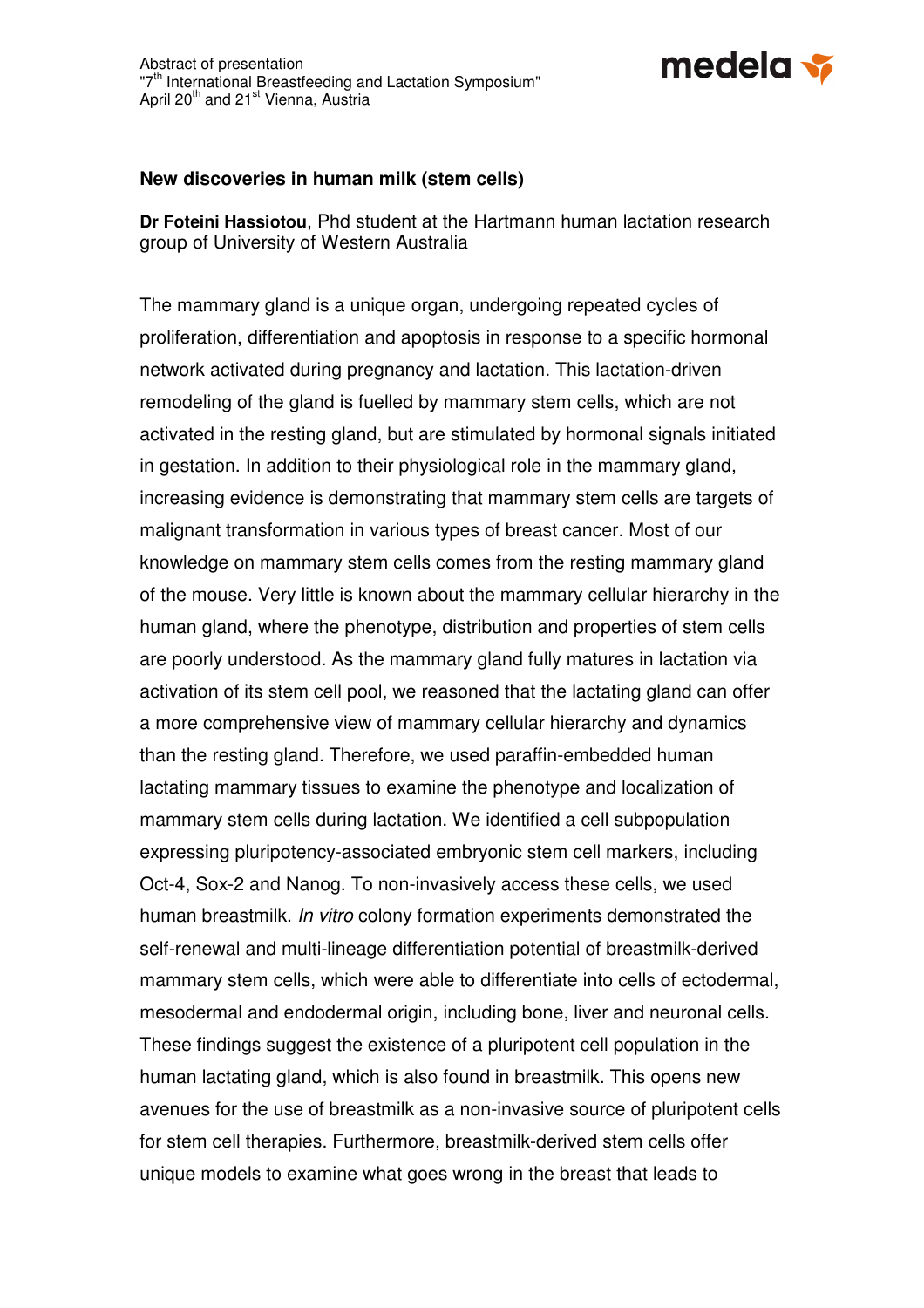Abstract of presentation
"7th International Breastfeeding and Lactation Symposium"
April 20th and 21st Vienna, Austria

## New discoveries in human milk (stem cells)

**Dr Foteini Hassiotou**, Phd student at the Hartmann human lactation research group of University of Western Australia

The mammary gland is a unique organ, undergoing repeated cycles of proliferation, differentiation and apoptosis in response to a specific hormonal network activated during pregnancy and lactation. This lactation-driven remodeling of the gland is fuelled by mammary stem cells, which are not activated in the resting gland, but are stimulated by hormonal signals initiated in gestation. In addition to their physiological role in the mammary gland, increasing evidence is demonstrating that mammary stem cells are targets of malignant transformation in various types of breast cancer. Most of our knowledge on mammary stem cells comes from the resting mammary gland of the mouse. Very little is known about the mammary cellular hierarchy in the human gland, where the phenotype, distribution and properties of stem cells are poorly understood. As the mammary gland fully matures in lactation via activation of its stem cell pool, we reasoned that the lactating gland can offer a more comprehensive view of mammary cellular hierarchy and dynamics than the resting gland. Therefore, we used paraffin-embedded human lactating mammary tissues to examine the phenotype and localization of mammary stem cells during lactation. We identified a cell subpopulation expressing pluripotency-associated embryonic stem cell markers, including Oct-4, Sox-2 and Nanog. To non-invasively access these cells, we used human breastmilk. *In vitro* colony formation experiments demonstrated the self-renewal and multi-lineage differentiation potential of breastmilk-derived mammary stem cells, which were able to differentiate into cells of ectodermal, mesodermal and endodermal origin, including bone, liver and neuronal cells. These findings suggest the existence of a pluripotent cell population in the human lactating gland, which is also found in breastmilk. This opens new avenues for the use of breastmilk as a non-invasive source of pluripotent cells for stem cell therapies. Furthermore, breastmilk-derived stem cells offer unique models to examine what goes wrong in the breast that leads to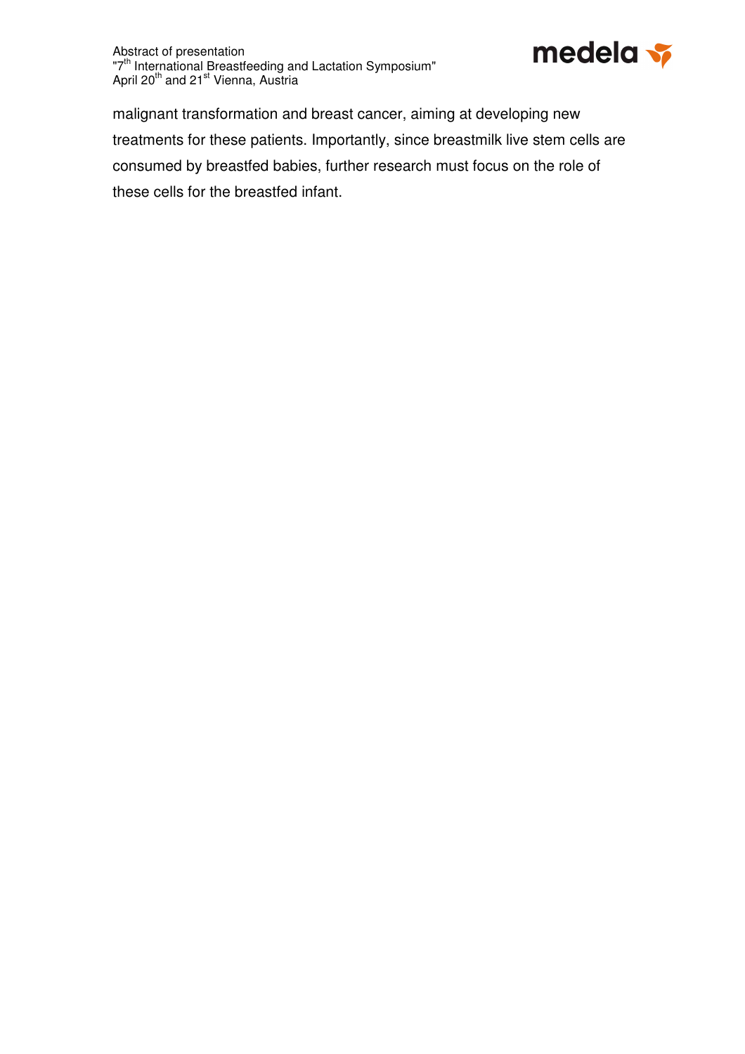malignant transformation and breast cancer, aiming at developing new treatments for these patients. Importantly, since breastmilk live stem cells are consumed by breastfed babies, further research must focus on the role of these cells for the breastfed infant.